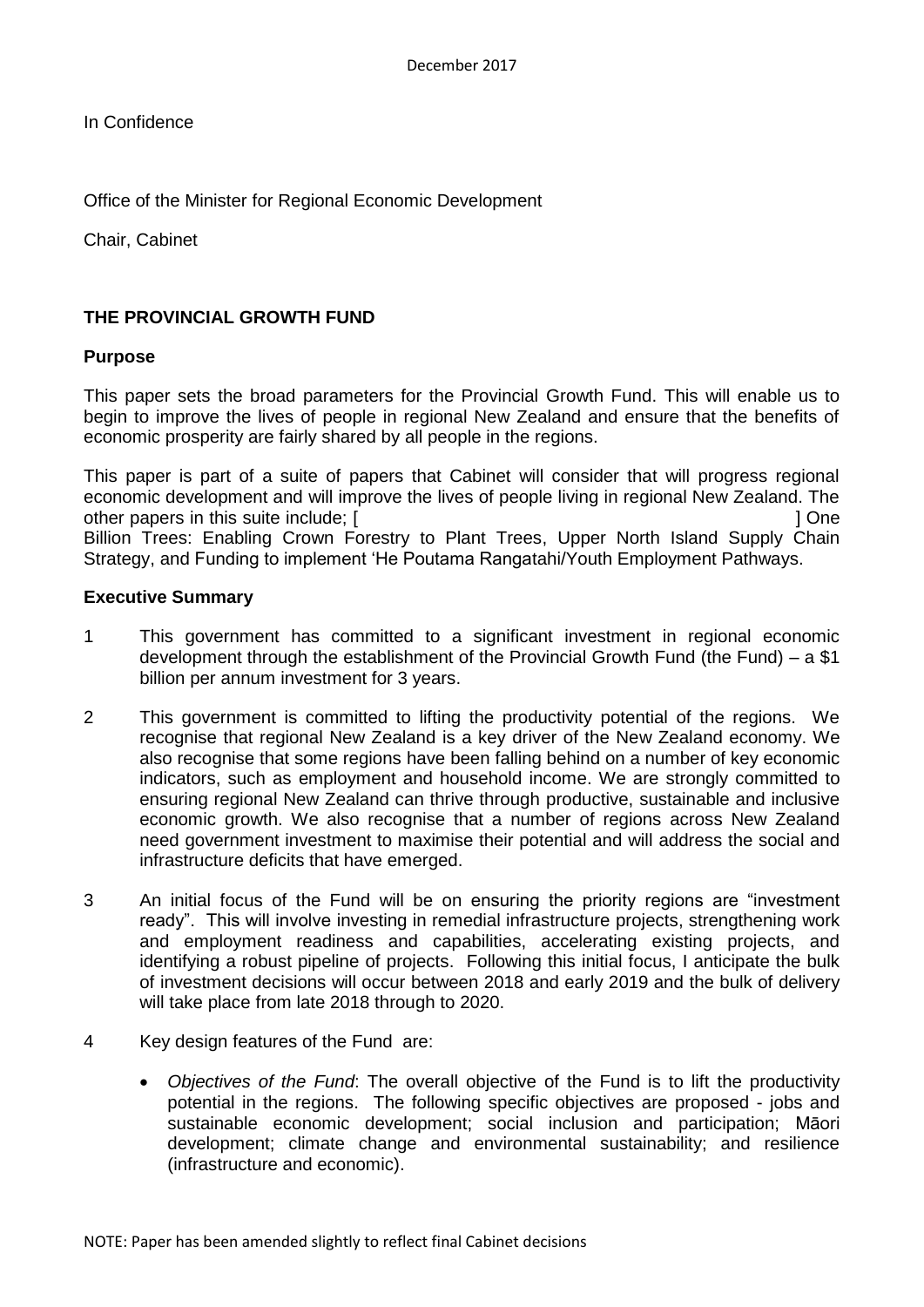December 2017

In Confidence

Office of the Minister for Regional Economic Development

Chair, Cabinet

## THE PROVINCIAL GROWTH FUND

### Purpose

This paper sets the broad parameters for the Provincial Growth Fund. This will enable us to begin to improve the lives of people in regional New Zealand and ensure that the benefits of economic prosperity are fairly shared by all people in the regions.

This paper is part of a suite of papers that Cabinet will consider that will progress regional economic development and will improve the lives of people living in regional New Zealand. The other papers in this suite include; [ ] One Billion Trees: Enabling Crown Forestry to Plant Trees, Upper North Island Supply Chain Strategy, and Funding to implement 'He Poutama Rangatahi/Youth Employment Pathways.

### Executive Summary

1 This government has committed to a significant investment in regional economic development through the establishment of the Provincial Growth Fund (the Fund) – a $1 billion per annum investment for 3 years.

2 This government is committed to lifting the productivity potential of the regions. We recognise that regional New Zealand is a key driver of the New Zealand economy. We also recognise that some regions have been falling behind on a number of key economic indicators, such as employment and household income. We are strongly committed to ensuring regional New Zealand can thrive through productive, sustainable and inclusive economic growth. We also recognise that a number of regions across New Zealand need government investment to maximise their potential and will address the social and infrastructure deficits that have emerged.

3 An initial focus of the Fund will be on ensuring the priority regions are "investment ready". This will involve investing in remedial infrastructure projects, strengthening work and employment readiness and capabilities, accelerating existing projects, and identifying a robust pipeline of projects. Following this initial focus, I anticipate the bulk of investment decisions will occur between 2018 and early 2019 and the bulk of delivery will take place from late 2018 through to 2020.

4 Key design features of the Fund are:

- *Objectives of the Fund*: The overall objective of the Fund is to lift the productivity potential in the regions. The following specific objectives are proposed - jobs and sustainable economic development; social inclusion and participation; Māori development; climate change and environmental sustainability; and resilience (infrastructure and economic).

NOTE: Paper has been amended slightly to reflect final Cabinet decisions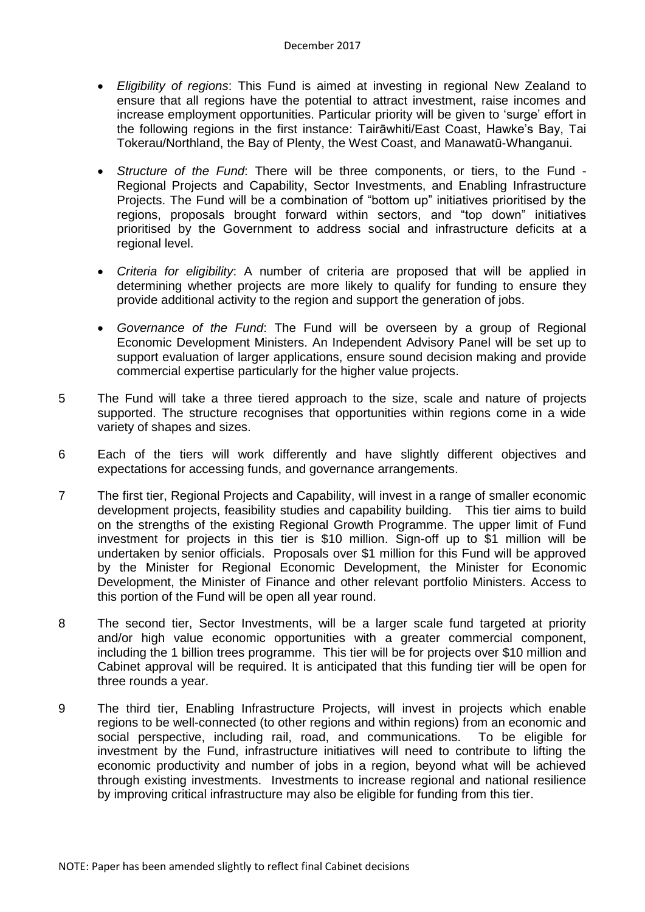- *Eligibility of regions*: This Fund is aimed at investing in regional New Zealand to ensure that all regions have the potential to attract investment, raise incomes and increase employment opportunities. Particular priority will be given to 'surge' effort in the following regions in the first instance: Tairāwhiti/East Coast, Hawke's Bay, Tai Tokerau/Northland, the Bay of Plenty, the West Coast, and Manawatū-Whanganui.
- *Structure of the Fund*: There will be three components, or tiers, to the Fund - Regional Projects and Capability, Sector Investments, and Enabling Infrastructure Projects. The Fund will be a combination of "bottom up" initiatives prioritised by the regions, proposals brought forward within sectors, and "top down" initiatives prioritised by the Government to address social and infrastructure deficits at a regional level.
- *Criteria for eligibility*: A number of criteria are proposed that will be applied in determining whether projects are more likely to qualify for funding to ensure they provide additional activity to the region and support the generation of jobs.
- *Governance of the Fund*: The Fund will be overseen by a group of Regional Economic Development Ministers. An Independent Advisory Panel will be set up to support evaluation of larger applications, ensure sound decision making and provide commercial expertise particularly for the higher value projects.

5 The Fund will take a three tiered approach to the size, scale and nature of projects supported. The structure recognises that opportunities within regions come in a wide variety of shapes and sizes.

6 Each of the tiers will work differently and have slightly different objectives and expectations for accessing funds, and governance arrangements.

7 The first tier, Regional Projects and Capability, will invest in a range of smaller economic development projects, feasibility studies and capability building. This tier aims to build on the strengths of the existing Regional Growth Programme. The upper limit of Fund investment for projects in this tier is $10 million. Sign-off up to $1 million will be undertaken by senior officials. Proposals over $1 million for this Fund will be approved by the Minister for Regional Economic Development, the Minister for Economic Development, the Minister of Finance and other relevant portfolio Ministers. Access to this portion of the Fund will be open all year round.

8 The second tier, Sector Investments, will be a larger scale fund targeted at priority and/or high value economic opportunities with a greater commercial component, including the 1 billion trees programme. This tier will be for projects over $10 million and Cabinet approval will be required. It is anticipated that this funding tier will be open for three rounds a year.

9 The third tier, Enabling Infrastructure Projects, will invest in projects which enable regions to be well-connected (to other regions and within regions) from an economic and social perspective, including rail, road, and communications. To be eligible for investment by the Fund, infrastructure initiatives will need to contribute to lifting the economic productivity and number of jobs in a region, beyond what will be achieved through existing investments. Investments to increase regional and national resilience by improving critical infrastructure may also be eligible for funding from this tier.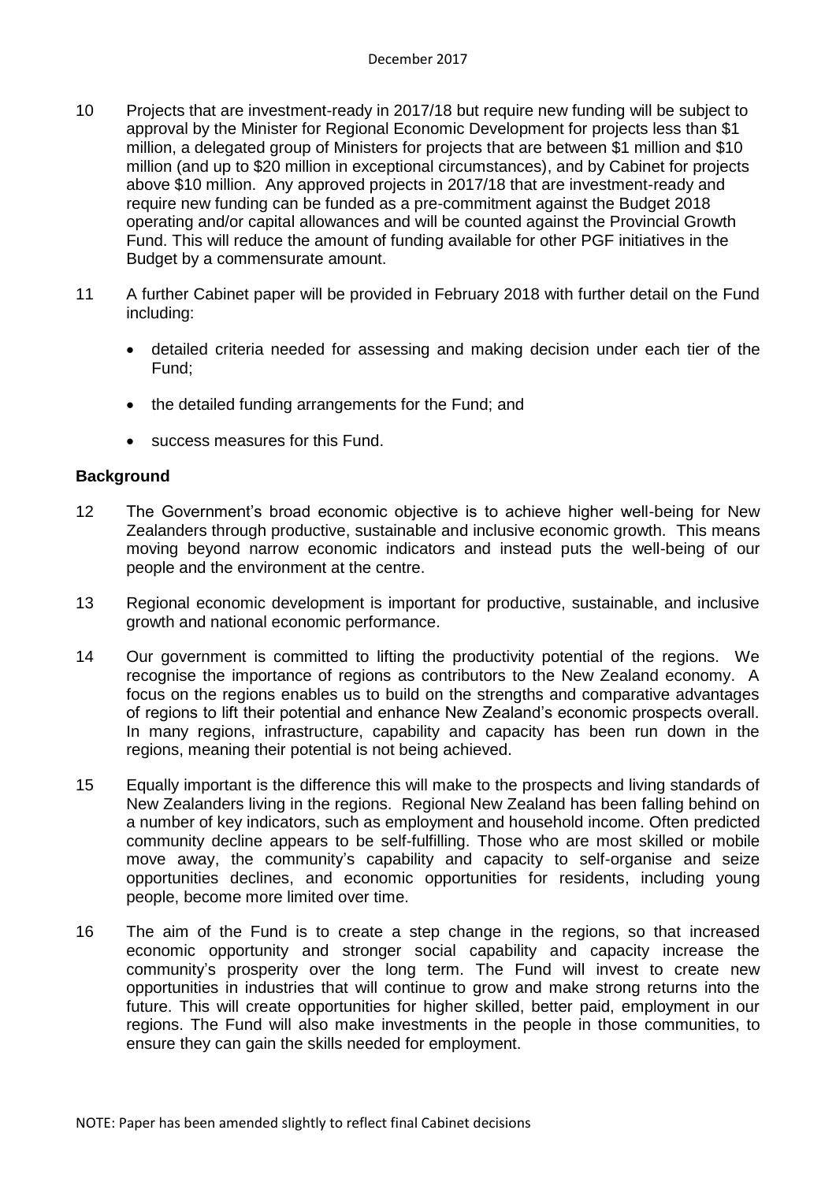10 Projects that are investment-ready in 2017/18 but require new funding will be subject to approval by the Minister for Regional Economic Development for projects less than $1 million, a delegated group of Ministers for projects that are between $1 million and $10 million (and up to $20 million in exceptional circumstances), and by Cabinet for projects above $10 million. Any approved projects in 2017/18 that are investment-ready and require new funding can be funded as a pre-commitment against the Budget 2018 operating and/or capital allowances and will be counted against the Provincial Growth Fund. This will reduce the amount of funding available for other PGF initiatives in the Budget by a commensurate amount.

11 A further Cabinet paper will be provided in February 2018 with further detail on the Fund including:

- detailed criteria needed for assessing and making decision under each tier of the Fund;
- the detailed funding arrangements for the Fund; and
- success measures for this Fund.

**Background**

12 The Government's broad economic objective is to achieve higher well-being for New Zealanders through productive, sustainable and inclusive economic growth. This means moving beyond narrow economic indicators and instead puts the well-being of our people and the environment at the centre.

13 Regional economic development is important for productive, sustainable, and inclusive growth and national economic performance.

14 Our government is committed to lifting the productivity potential of the regions. We recognise the importance of regions as contributors to the New Zealand economy. A focus on the regions enables us to build on the strengths and comparative advantages of regions to lift their potential and enhance New Zealand's economic prospects overall. In many regions, infrastructure, capability and capacity has been run down in the regions, meaning their potential is not being achieved.

15 Equally important is the difference this will make to the prospects and living standards of New Zealanders living in the regions. Regional New Zealand has been falling behind on a number of key indicators, such as employment and household income. Often predicted community decline appears to be self-fulfilling. Those who are most skilled or mobile move away, the community's capability and capacity to self-organise and seize opportunities declines, and economic opportunities for residents, including young people, become more limited over time.

16 The aim of the Fund is to create a step change in the regions, so that increased economic opportunity and stronger social capability and capacity increase the community's prosperity over the long term. The Fund will invest to create new opportunities in industries that will continue to grow and make strong returns into the future. This will create opportunities for higher skilled, better paid, employment in our regions. The Fund will also make investments in the people in those communities, to ensure they can gain the skills needed for employment.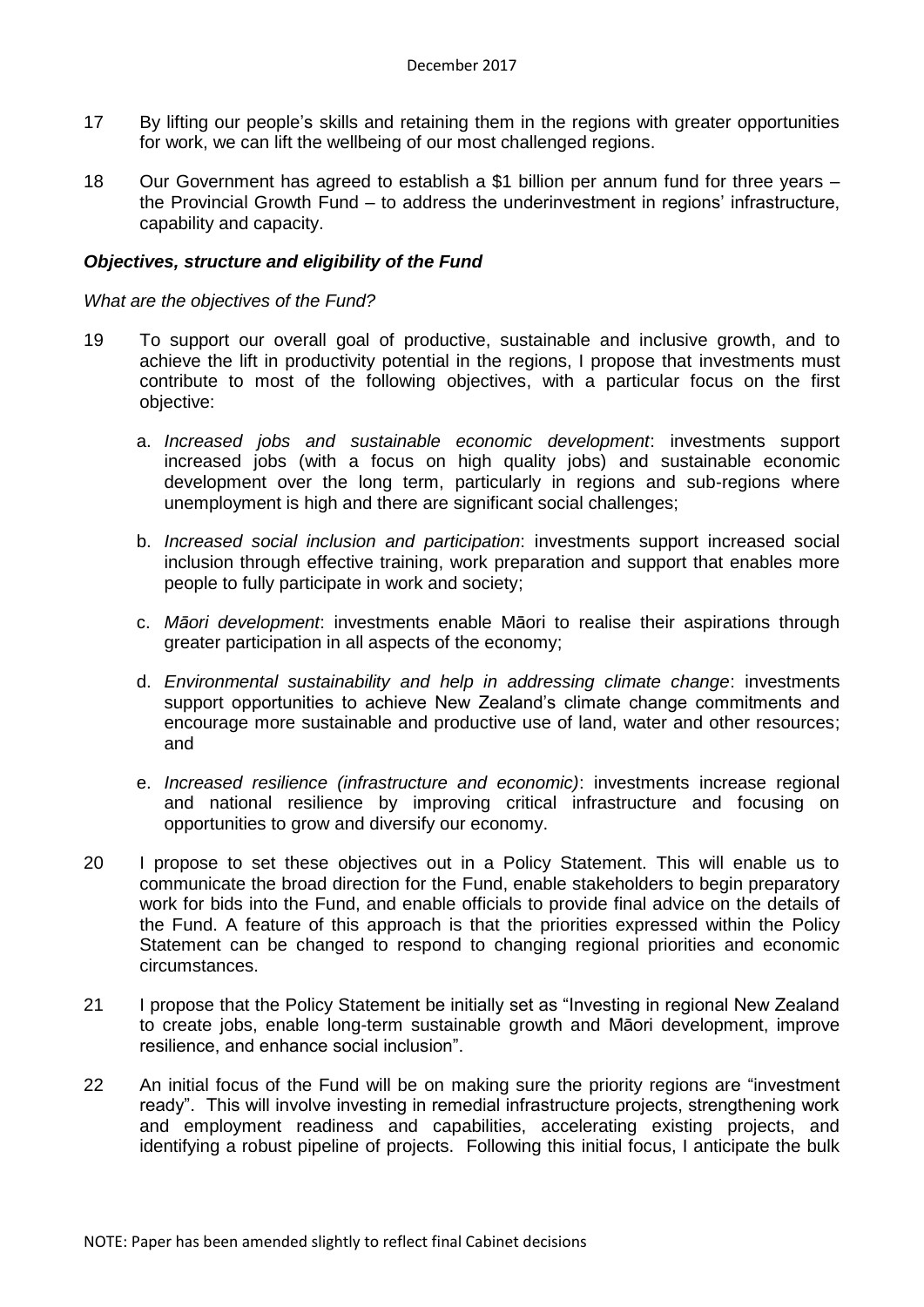17 By lifting our people's skills and retaining them in the regions with greater opportunities for work, we can lift the wellbeing of our most challenged regions.

18 Our Government has agreed to establish a $1 billion per annum fund for three years – the Provincial Growth Fund – to address the underinvestment in regions' infrastructure, capability and capacity.

***Objectives, structure and eligibility of the Fund***

*What are the objectives of the Fund?*

19 To support our overall goal of productive, sustainable and inclusive growth, and to achieve the lift in productivity potential in the regions, I propose that investments must contribute to most of the following objectives, with a particular focus on the first objective:

a. *Increased jobs and sustainable economic development*: investments support increased jobs (with a focus on high quality jobs) and sustainable economic development over the long term, particularly in regions and sub-regions where unemployment is high and there are significant social challenges;

b. *Increased social inclusion and participation*: investments support increased social inclusion through effective training, work preparation and support that enables more people to fully participate in work and society;

c. *Māori development*: investments enable Māori to realise their aspirations through greater participation in all aspects of the economy;

d. *Environmental sustainability and help in addressing climate change*: investments support opportunities to achieve New Zealand's climate change commitments and encourage more sustainable and productive use of land, water and other resources; and

e. *Increased resilience (infrastructure and economic)*: investments increase regional and national resilience by improving critical infrastructure and focusing on opportunities to grow and diversify our economy.

20 I propose to set these objectives out in a Policy Statement. This will enable us to communicate the broad direction for the Fund, enable stakeholders to begin preparatory work for bids into the Fund, and enable officials to provide final advice on the details of the Fund. A feature of this approach is that the priorities expressed within the Policy Statement can be changed to respond to changing regional priorities and economic circumstances.

21 I propose that the Policy Statement be initially set as "Investing in regional New Zealand to create jobs, enable long-term sustainable growth and Māori development, improve resilience, and enhance social inclusion".

22 An initial focus of the Fund will be on making sure the priority regions are "investment ready". This will involve investing in remedial infrastructure projects, strengthening work and employment readiness and capabilities, accelerating existing projects, and identifying a robust pipeline of projects. Following this initial focus, I anticipate the bulk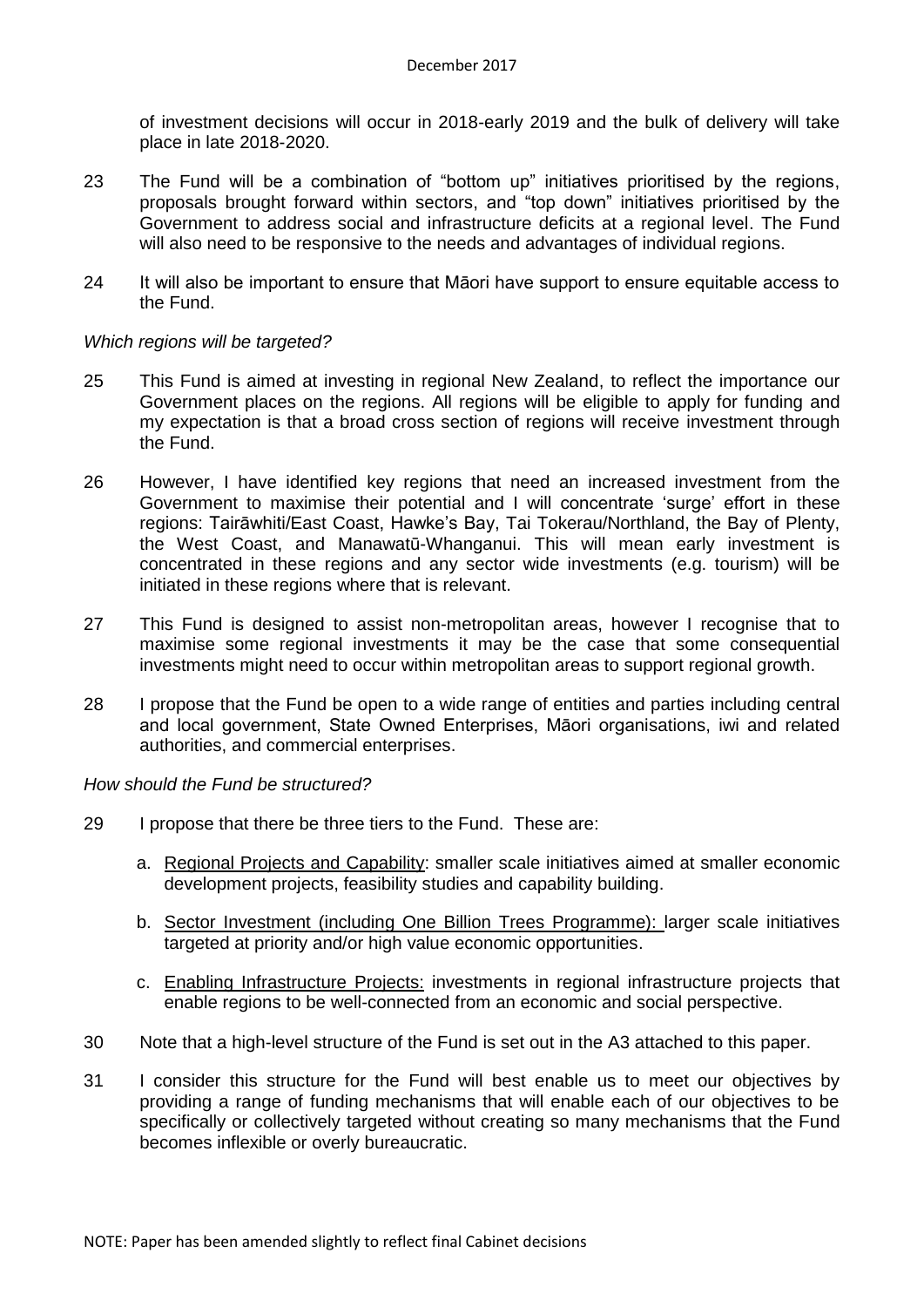of investment decisions will occur in 2018-early 2019 and the bulk of delivery will take place in late 2018-2020.

23 The Fund will be a combination of "bottom up" initiatives prioritised by the regions, proposals brought forward within sectors, and "top down" initiatives prioritised by the Government to address social and infrastructure deficits at a regional level. The Fund will also need to be responsive to the needs and advantages of individual regions.

24 It will also be important to ensure that Māori have support to ensure equitable access to the Fund.

*Which regions will be targeted?*

25 This Fund is aimed at investing in regional New Zealand, to reflect the importance our Government places on the regions. All regions will be eligible to apply for funding and my expectation is that a broad cross section of regions will receive investment through the Fund.

26 However, I have identified key regions that need an increased investment from the Government to maximise their potential and I will concentrate 'surge' effort in these regions: Tairāwhiti/East Coast, Hawke's Bay, Tai Tokerau/Northland, the Bay of Plenty, the West Coast, and Manawatū-Whanganui. This will mean early investment is concentrated in these regions and any sector wide investments (e.g. tourism) will be initiated in these regions where that is relevant.

27 This Fund is designed to assist non-metropolitan areas, however I recognise that to maximise some regional investments it may be the case that some consequential investments might need to occur within metropolitan areas to support regional growth.

28 I propose that the Fund be open to a wide range of entities and parties including central and local government, State Owned Enterprises, Māori organisations, iwi and related authorities, and commercial enterprises.

*How should the Fund be structured?*

29 I propose that there be three tiers to the Fund. These are:

a. Regional Projects and Capability: smaller scale initiatives aimed at smaller economic development projects, feasibility studies and capability building.

b. Sector Investment (including One Billion Trees Programme): larger scale initiatives targeted at priority and/or high value economic opportunities.

c. Enabling Infrastructure Projects: investments in regional infrastructure projects that enable regions to be well-connected from an economic and social perspective.

30 Note that a high-level structure of the Fund is set out in the A3 attached to this paper.

31 I consider this structure for the Fund will best enable us to meet our objectives by providing a range of funding mechanisms that will enable each of our objectives to be specifically or collectively targeted without creating so many mechanisms that the Fund becomes inflexible or overly bureaucratic.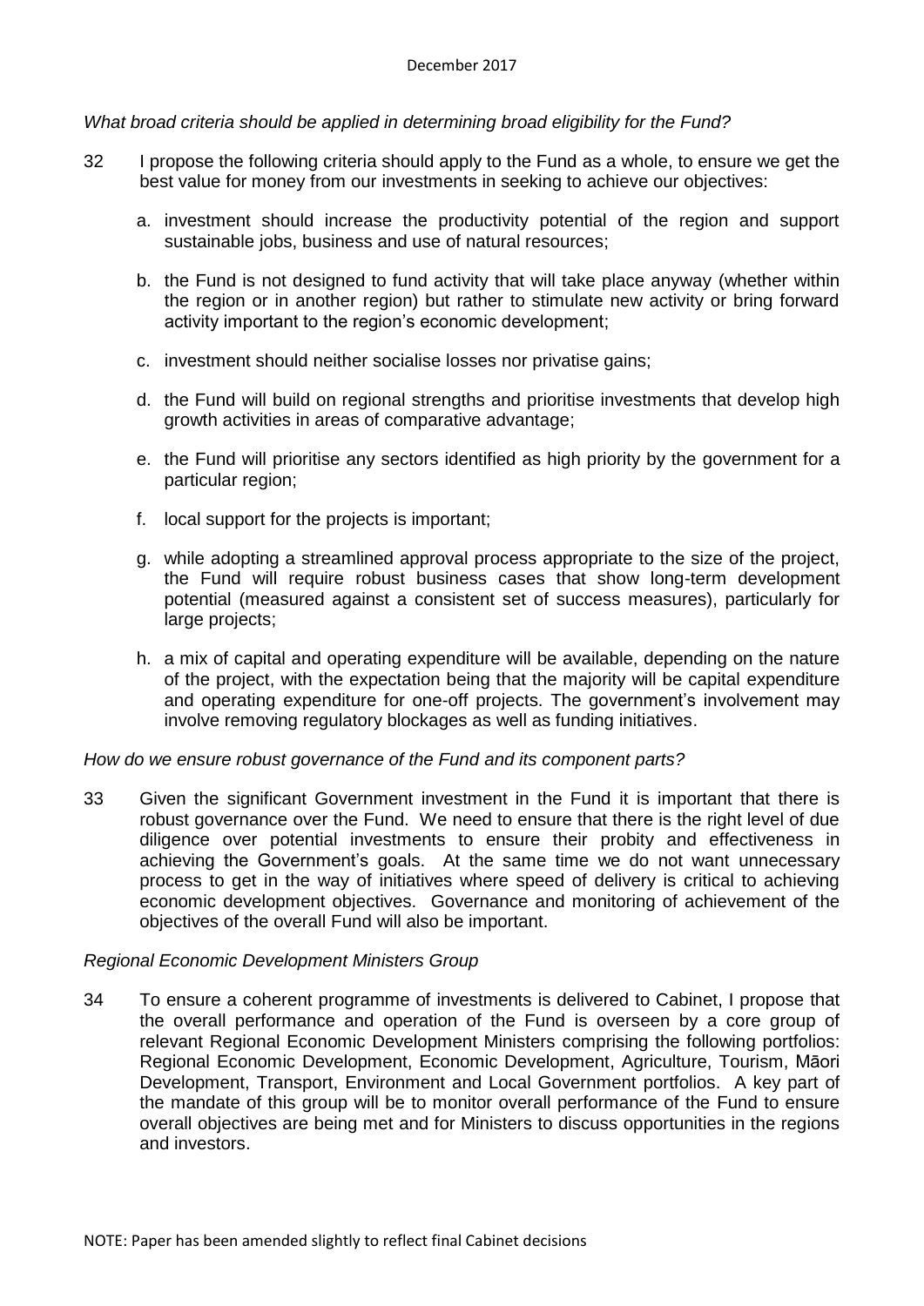*What broad criteria should be applied in determining broad eligibility for the Fund?*

32 I propose the following criteria should apply to the Fund as a whole, to ensure we get the best value for money from our investments in seeking to achieve our objectives:

a. investment should increase the productivity potential of the region and support sustainable jobs, business and use of natural resources;

b. the Fund is not designed to fund activity that will take place anyway (whether within the region or in another region) but rather to stimulate new activity or bring forward activity important to the region's economic development;

c. investment should neither socialise losses nor privatise gains;

d. the Fund will build on regional strengths and prioritise investments that develop high growth activities in areas of comparative advantage;

e. the Fund will prioritise any sectors identified as high priority by the government for a particular region;

f. local support for the projects is important;

g. while adopting a streamlined approval process appropriate to the size of the project, the Fund will require robust business cases that show long-term development potential (measured against a consistent set of success measures), particularly for large projects;

h. a mix of capital and operating expenditure will be available, depending on the nature of the project, with the expectation being that the majority will be capital expenditure and operating expenditure for one-off projects. The government's involvement may involve removing regulatory blockages as well as funding initiatives.

*How do we ensure robust governance of the Fund and its component parts?*

33 Given the significant Government investment in the Fund it is important that there is robust governance over the Fund. We need to ensure that there is the right level of due diligence over potential investments to ensure their probity and effectiveness in achieving the Government's goals. At the same time we do not want unnecessary process to get in the way of initiatives where speed of delivery is critical to achieving economic development objectives. Governance and monitoring of achievement of the objectives of the overall Fund will also be important.

*Regional Economic Development Ministers Group*

34 To ensure a coherent programme of investments is delivered to Cabinet, I propose that the overall performance and operation of the Fund is overseen by a core group of relevant Regional Economic Development Ministers comprising the following portfolios: Regional Economic Development, Economic Development, Agriculture, Tourism, Māori Development, Transport, Environment and Local Government portfolios. A key part of the mandate of this group will be to monitor overall performance of the Fund to ensure overall objectives are being met and for Ministers to discuss opportunities in the regions and investors.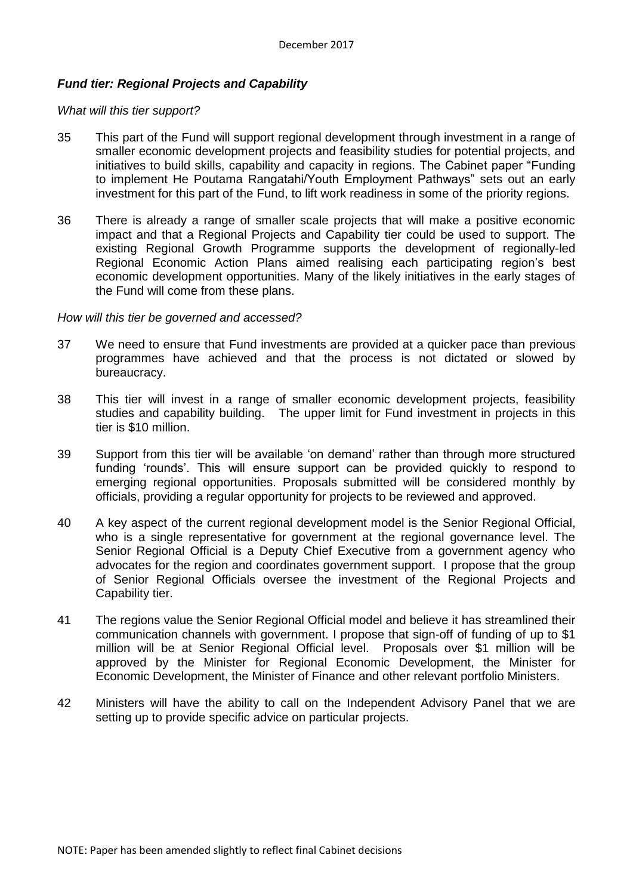### *Fund tier: Regional Projects and Capability*

*What will this tier support?*

35 This part of the Fund will support regional development through investment in a range of smaller economic development projects and feasibility studies for potential projects, and initiatives to build skills, capability and capacity in regions. The Cabinet paper "Funding to implement He Poutama Rangatahi/Youth Employment Pathways" sets out an early investment for this part of the Fund, to lift work readiness in some of the priority regions.

36 There is already a range of smaller scale projects that will make a positive economic impact and that a Regional Projects and Capability tier could be used to support. The existing Regional Growth Programme supports the development of regionally-led Regional Economic Action Plans aimed realising each participating region's best economic development opportunities. Many of the likely initiatives in the early stages of the Fund will come from these plans.

*How will this tier be governed and accessed?*

37 We need to ensure that Fund investments are provided at a quicker pace than previous programmes have achieved and that the process is not dictated or slowed by bureaucracy.

38 This tier will invest in a range of smaller economic development projects, feasibility studies and capability building. The upper limit for Fund investment in projects in this tier is $10 million.

39 Support from this tier will be available 'on demand' rather than through more structured funding 'rounds'. This will ensure support can be provided quickly to respond to emerging regional opportunities. Proposals submitted will be considered monthly by officials, providing a regular opportunity for projects to be reviewed and approved.

40 A key aspect of the current regional development model is the Senior Regional Official, who is a single representative for government at the regional governance level. The Senior Regional Official is a Deputy Chief Executive from a government agency who advocates for the region and coordinates government support. I propose that the group of Senior Regional Officials oversee the investment of the Regional Projects and Capability tier.

41 The regions value the Senior Regional Official model and believe it has streamlined their communication channels with government. I propose that sign-off of funding of up to $1 million will be at Senior Regional Official level. Proposals over $1 million will be approved by the Minister for Regional Economic Development, the Minister for Economic Development, the Minister of Finance and other relevant portfolio Ministers.

42 Ministers will have the ability to call on the Independent Advisory Panel that we are setting up to provide specific advice on particular projects.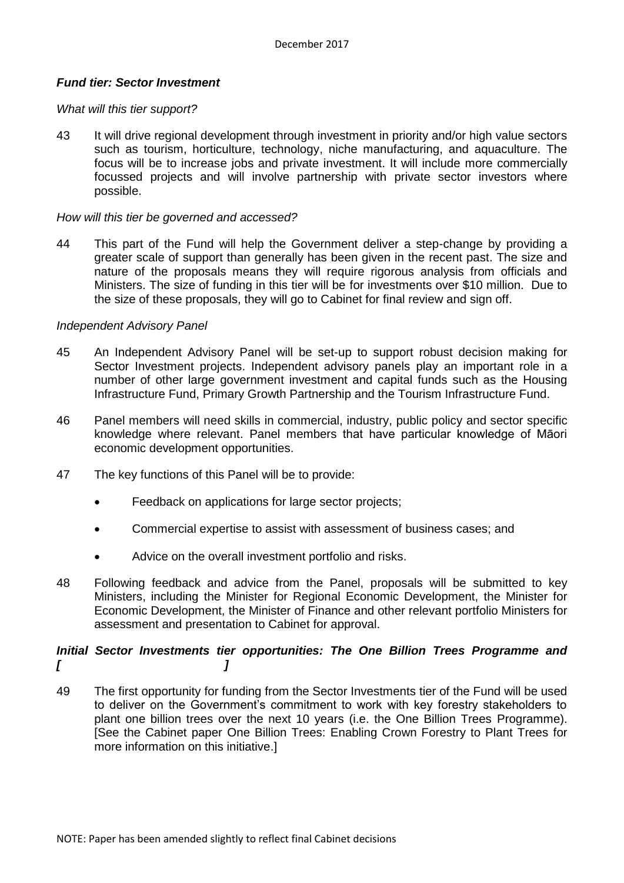### *Fund tier: Sector Investment*

*What will this tier support?*

43 It will drive regional development through investment in priority and/or high value sectors such as tourism, horticulture, technology, niche manufacturing, and aquaculture. The focus will be to increase jobs and private investment. It will include more commercially focussed projects and will involve partnership with private sector investors where possible.

*How will this tier be governed and accessed?*

44 This part of the Fund will help the Government deliver a step-change by providing a greater scale of support than generally has been given in the recent past. The size and nature of the proposals means they will require rigorous analysis from officials and Ministers. The size of funding in this tier will be for investments over $10 million. Due to the size of these proposals, they will go to Cabinet for final review and sign off.

*Independent Advisory Panel*

45 An Independent Advisory Panel will be set-up to support robust decision making for Sector Investment projects. Independent advisory panels play an important role in a number of other large government investment and capital funds such as the Housing Infrastructure Fund, Primary Growth Partnership and the Tourism Infrastructure Fund.

46 Panel members will need skills in commercial, industry, public policy and sector specific knowledge where relevant. Panel members that have particular knowledge of Māori economic development opportunities.

47 The key functions of this Panel will be to provide:

- Feedback on applications for large sector projects;
- Commercial expertise to assist with assessment of business cases; and
- Advice on the overall investment portfolio and risks.

48 Following feedback and advice from the Panel, proposals will be submitted to key Ministers, including the Minister for Regional Economic Development, the Minister for Economic Development, the Minister of Finance and other relevant portfolio Ministers for assessment and presentation to Cabinet for approval.

### *Initial Sector Investments tier opportunities: The One Billion Trees Programme and [ ]*

49 The first opportunity for funding from the Sector Investments tier of the Fund will be used to deliver on the Government's commitment to work with key forestry stakeholders to plant one billion trees over the next 10 years (i.e. the One Billion Trees Programme). [See the Cabinet paper One Billion Trees: Enabling Crown Forestry to Plant Trees for more information on this initiative.]

NOTE: Paper has been amended slightly to reflect final Cabinet decisions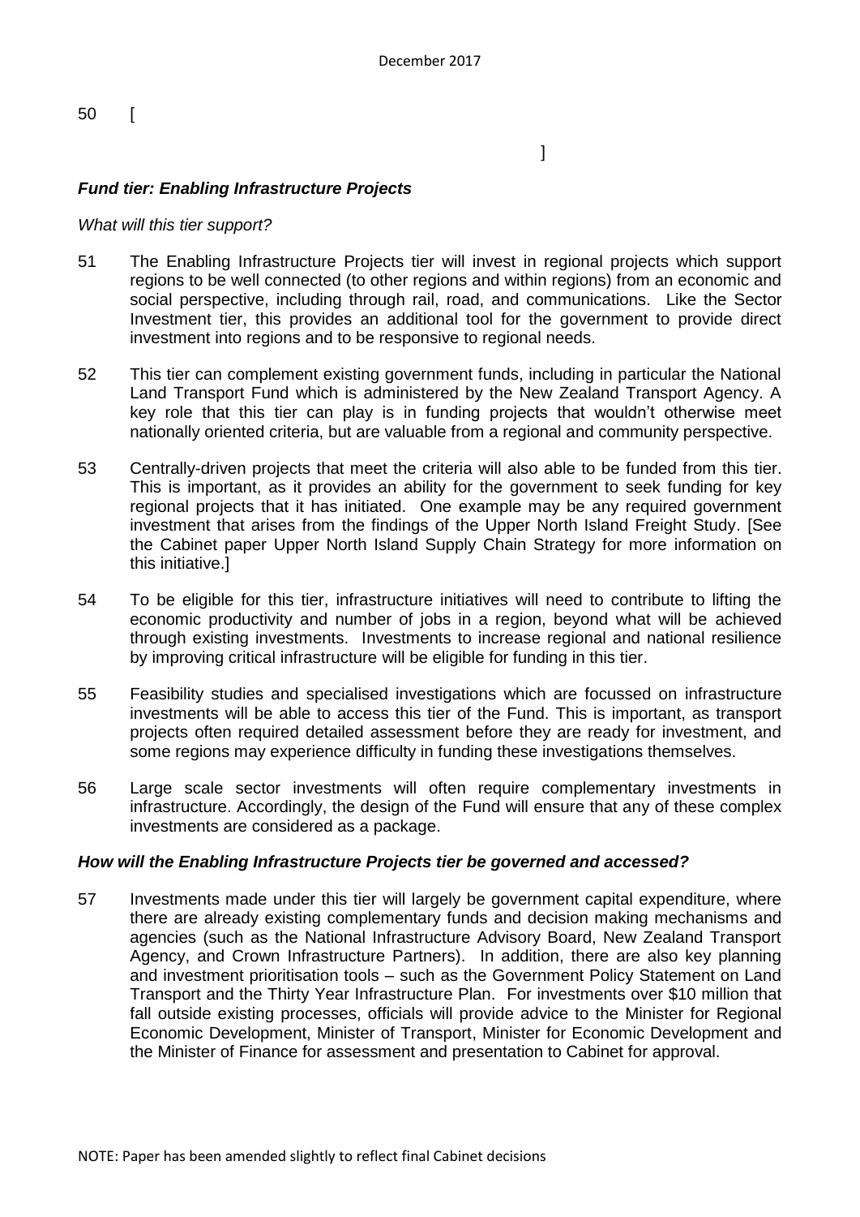50 [

]

### *Fund tier: Enabling Infrastructure Projects*

*What will this tier support?*

51 The Enabling Infrastructure Projects tier will invest in regional projects which support regions to be well connected (to other regions and within regions) from an economic and social perspective, including through rail, road, and communications. Like the Sector Investment tier, this provides an additional tool for the government to provide direct investment into regions and to be responsive to regional needs.

52 This tier can complement existing government funds, including in particular the National Land Transport Fund which is administered by the New Zealand Transport Agency. A key role that this tier can play is in funding projects that wouldn't otherwise meet nationally oriented criteria, but are valuable from a regional and community perspective.

53 Centrally-driven projects that meet the criteria will also able to be funded from this tier. This is important, as it provides an ability for the government to seek funding for key regional projects that it has initiated. One example may be any required government investment that arises from the findings of the Upper North Island Freight Study. [See the Cabinet paper Upper North Island Supply Chain Strategy for more information on this initiative.]

54 To be eligible for this tier, infrastructure initiatives will need to contribute to lifting the economic productivity and number of jobs in a region, beyond what will be achieved through existing investments. Investments to increase regional and national resilience by improving critical infrastructure will be eligible for funding in this tier.

55 Feasibility studies and specialised investigations which are focussed on infrastructure investments will be able to access this tier of the Fund. This is important, as transport projects often required detailed assessment before they are ready for investment, and some regions may experience difficulty in funding these investigations themselves.

56 Large scale sector investments will often require complementary investments in infrastructure. Accordingly, the design of the Fund will ensure that any of these complex investments are considered as a package.

### *How will the Enabling Infrastructure Projects tier be governed and accessed?*

57 Investments made under this tier will largely be government capital expenditure, where there are already existing complementary funds and decision making mechanisms and agencies (such as the National Infrastructure Advisory Board, New Zealand Transport Agency, and Crown Infrastructure Partners). In addition, there are also key planning and investment prioritisation tools – such as the Government Policy Statement on Land Transport and the Thirty Year Infrastructure Plan. For investments over $10 million that fall outside existing processes, officials will provide advice to the Minister for Regional Economic Development, Minister of Transport, Minister for Economic Development and the Minister of Finance for assessment and presentation to Cabinet for approval.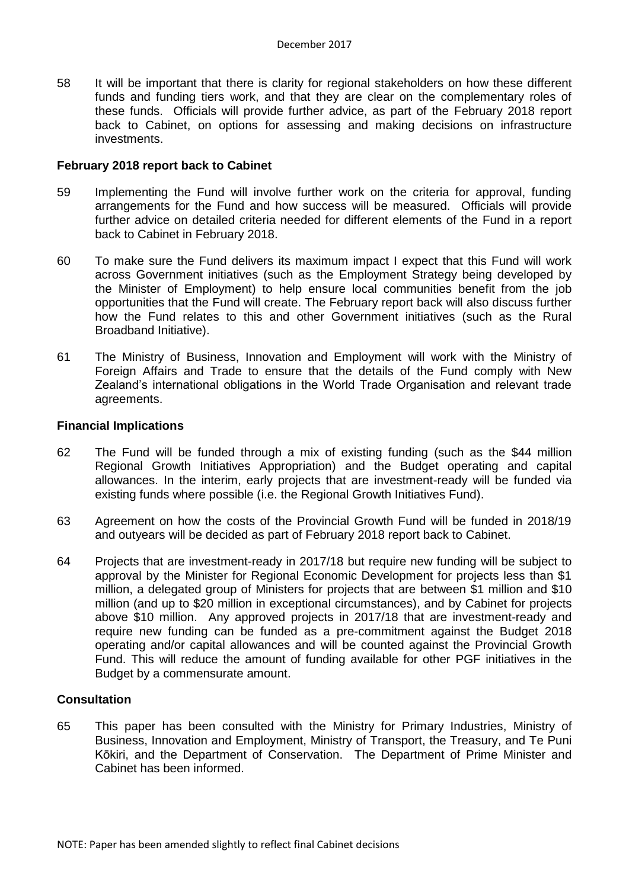58 It will be important that there is clarity for regional stakeholders on how these different funds and funding tiers work, and that they are clear on the complementary roles of these funds. Officials will provide further advice, as part of the February 2018 report back to Cabinet, on options for assessing and making decisions on infrastructure investments.

**February 2018 report back to Cabinet**

59 Implementing the Fund will involve further work on the criteria for approval, funding arrangements for the Fund and how success will be measured. Officials will provide further advice on detailed criteria needed for different elements of the Fund in a report back to Cabinet in February 2018.

60 To make sure the Fund delivers its maximum impact I expect that this Fund will work across Government initiatives (such as the Employment Strategy being developed by the Minister of Employment) to help ensure local communities benefit from the job opportunities that the Fund will create. The February report back will also discuss further how the Fund relates to this and other Government initiatives (such as the Rural Broadband Initiative).

61 The Ministry of Business, Innovation and Employment will work with the Ministry of Foreign Affairs and Trade to ensure that the details of the Fund comply with New Zealand's international obligations in the World Trade Organisation and relevant trade agreements.

**Financial Implications**

62 The Fund will be funded through a mix of existing funding (such as the $44 million Regional Growth Initiatives Appropriation) and the Budget operating and capital allowances. In the interim, early projects that are investment-ready will be funded via existing funds where possible (i.e. the Regional Growth Initiatives Fund).

63 Agreement on how the costs of the Provincial Growth Fund will be funded in 2018/19 and outyears will be decided as part of February 2018 report back to Cabinet.

64 Projects that are investment-ready in 2017/18 but require new funding will be subject to approval by the Minister for Regional Economic Development for projects less than $1 million, a delegated group of Ministers for projects that are between $1 million and $10 million (and up to $20 million in exceptional circumstances), and by Cabinet for projects above $10 million. Any approved projects in 2017/18 that are investment-ready and require new funding can be funded as a pre-commitment against the Budget 2018 operating and/or capital allowances and will be counted against the Provincial Growth Fund. This will reduce the amount of funding available for other PGF initiatives in the Budget by a commensurate amount.

**Consultation**

65 This paper has been consulted with the Ministry for Primary Industries, Ministry of Business, Innovation and Employment, Ministry of Transport, the Treasury, and Te Puni Kōkiri, and the Department of Conservation. The Department of Prime Minister and Cabinet has been informed.

NOTE: Paper has been amended slightly to reflect final Cabinet decisions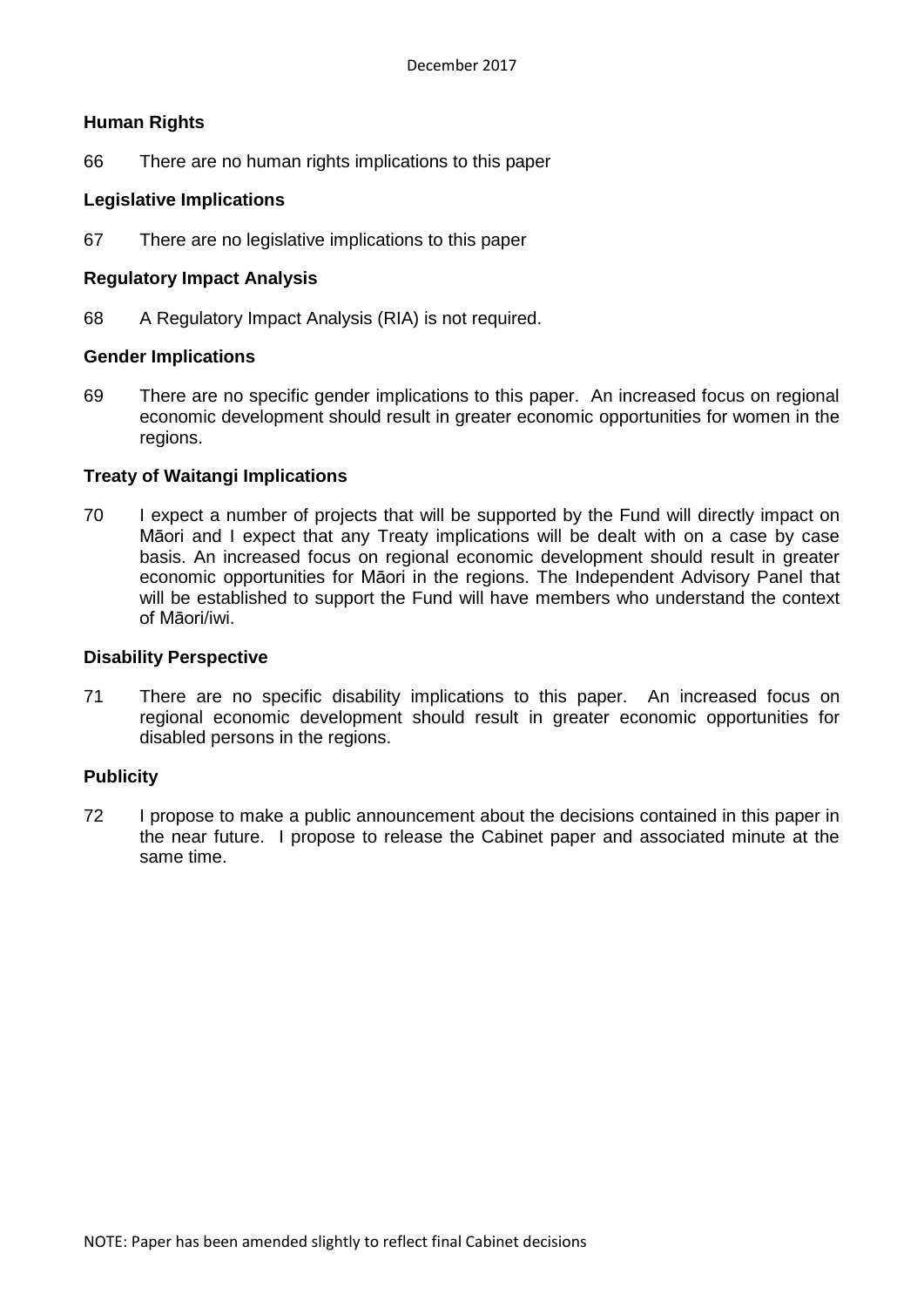**Human Rights**

66 There are no human rights implications to this paper

**Legislative Implications**

67 There are no legislative implications to this paper

**Regulatory Impact Analysis**

68 A Regulatory Impact Analysis (RIA) is not required.

**Gender Implications**

69 There are no specific gender implications to this paper. An increased focus on regional economic development should result in greater economic opportunities for women in the regions.

**Treaty of Waitangi Implications**

70 I expect a number of projects that will be supported by the Fund will directly impact on Māori and I expect that any Treaty implications will be dealt with on a case by case basis. An increased focus on regional economic development should result in greater economic opportunities for Māori in the regions. The Independent Advisory Panel that will be established to support the Fund will have members who understand the context of Māori/iwi.

**Disability Perspective**

71 There are no specific disability implications to this paper. An increased focus on regional economic development should result in greater economic opportunities for disabled persons in the regions.

**Publicity**

72 I propose to make a public announcement about the decisions contained in this paper in the near future. I propose to release the Cabinet paper and associated minute at the same time.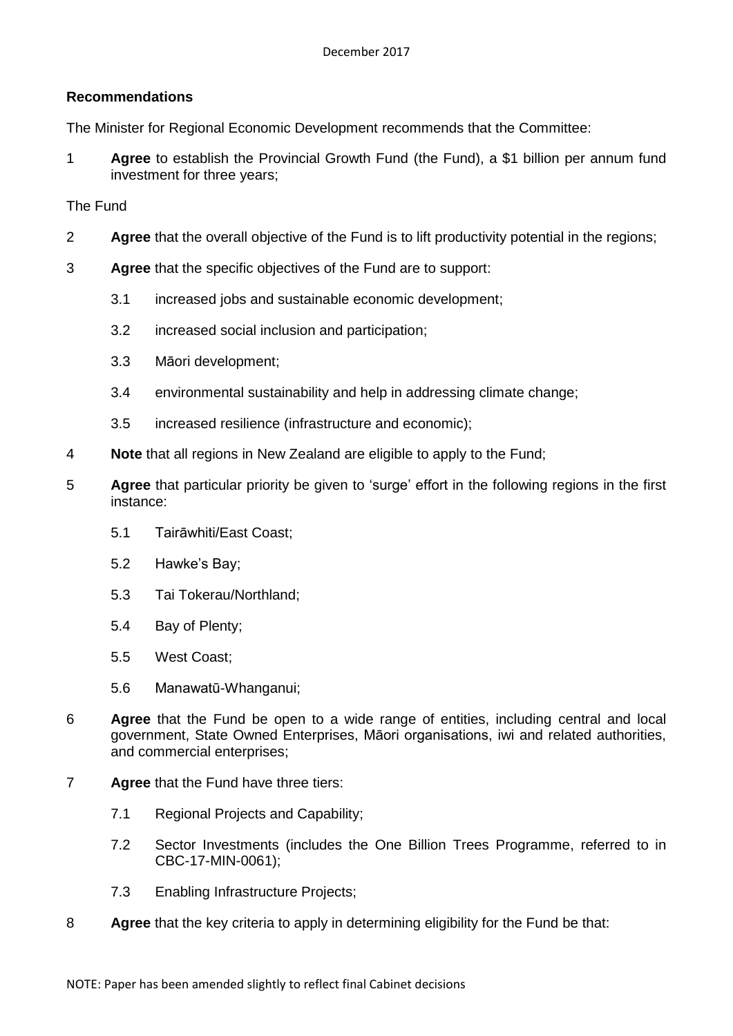## Recommendations

The Minister for Regional Economic Development recommends that the Committee:

1 **Agree** to establish the Provincial Growth Fund (the Fund), a $1 billion per annum fund investment for three years;

The Fund

2 **Agree** that the overall objective of the Fund is to lift productivity potential in the regions;

3 **Agree** that the specific objectives of the Fund are to support:

3.1 increased jobs and sustainable economic development;

3.2 increased social inclusion and participation;

3.3 Māori development;

3.4 environmental sustainability and help in addressing climate change;

3.5 increased resilience (infrastructure and economic);

4 **Note** that all regions in New Zealand are eligible to apply to the Fund;

5 **Agree** that particular priority be given to 'surge' effort in the following regions in the first instance:

5.1 Tairāwhiti/East Coast;

5.2 Hawke's Bay;

5.3 Tai Tokerau/Northland;

5.4 Bay of Plenty;

5.5 West Coast;

5.6 Manawatū-Whanganui;

6 **Agree** that the Fund be open to a wide range of entities, including central and local government, State Owned Enterprises, Māori organisations, iwi and related authorities, and commercial enterprises;

7 **Agree** that the Fund have three tiers:

7.1 Regional Projects and Capability;

7.2 Sector Investments (includes the One Billion Trees Programme, referred to in CBC-17-MIN-0061);

7.3 Enabling Infrastructure Projects;

8 **Agree** that the key criteria to apply in determining eligibility for the Fund be that: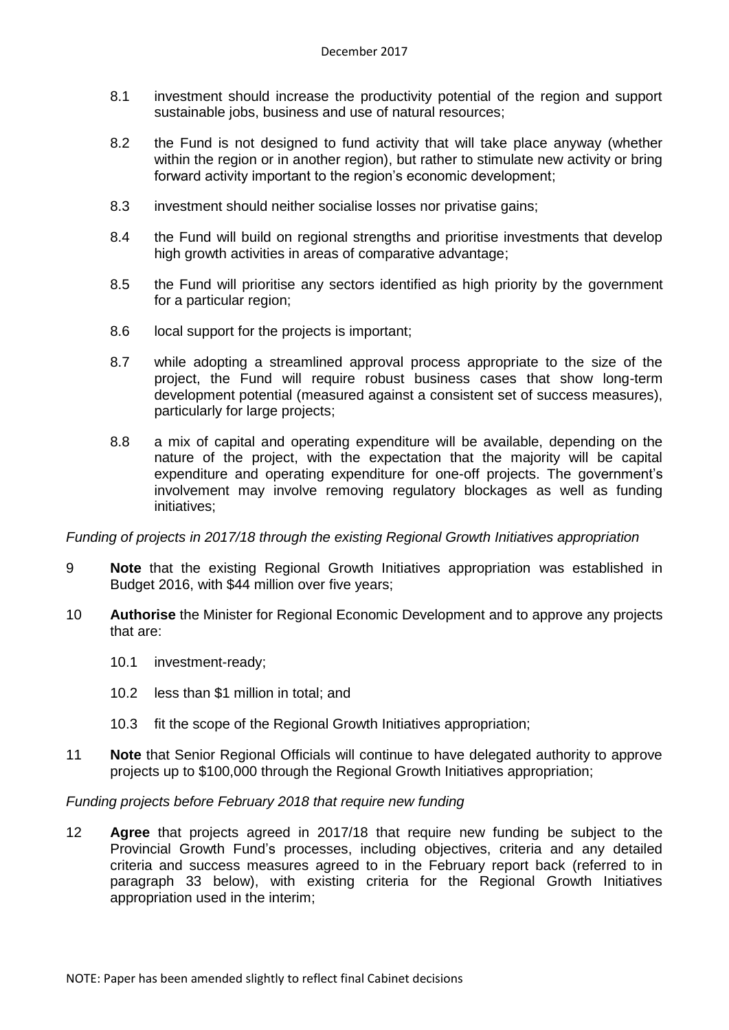8.1 investment should increase the productivity potential of the region and support sustainable jobs, business and use of natural resources;

8.2 the Fund is not designed to fund activity that will take place anyway (whether within the region or in another region), but rather to stimulate new activity or bring forward activity important to the region's economic development;

8.3 investment should neither socialise losses nor privatise gains;

8.4 the Fund will build on regional strengths and prioritise investments that develop high growth activities in areas of comparative advantage;

8.5 the Fund will prioritise any sectors identified as high priority by the government for a particular region;

8.6 local support for the projects is important;

8.7 while adopting a streamlined approval process appropriate to the size of the project, the Fund will require robust business cases that show long-term development potential (measured against a consistent set of success measures), particularly for large projects;

8.8 a mix of capital and operating expenditure will be available, depending on the nature of the project, with the expectation that the majority will be capital expenditure and operating expenditure for one-off projects. The government's involvement may involve removing regulatory blockages as well as funding initiatives;

*Funding of projects in 2017/18 through the existing Regional Growth Initiatives appropriation*

9 **Note** that the existing Regional Growth Initiatives appropriation was established in Budget 2016, with $44 million over five years;

10 **Authorise** the Minister for Regional Economic Development and to approve any projects that are:

10.1 investment-ready;

10.2 less than $1 million in total; and

10.3 fit the scope of the Regional Growth Initiatives appropriation;

11 **Note** that Senior Regional Officials will continue to have delegated authority to approve projects up to $100,000 through the Regional Growth Initiatives appropriation;

*Funding projects before February 2018 that require new funding*

12 **Agree** that projects agreed in 2017/18 that require new funding be subject to the Provincial Growth Fund's processes, including objectives, criteria and any detailed criteria and success measures agreed to in the February report back (referred to in paragraph 33 below), with existing criteria for the Regional Growth Initiatives appropriation used in the interim;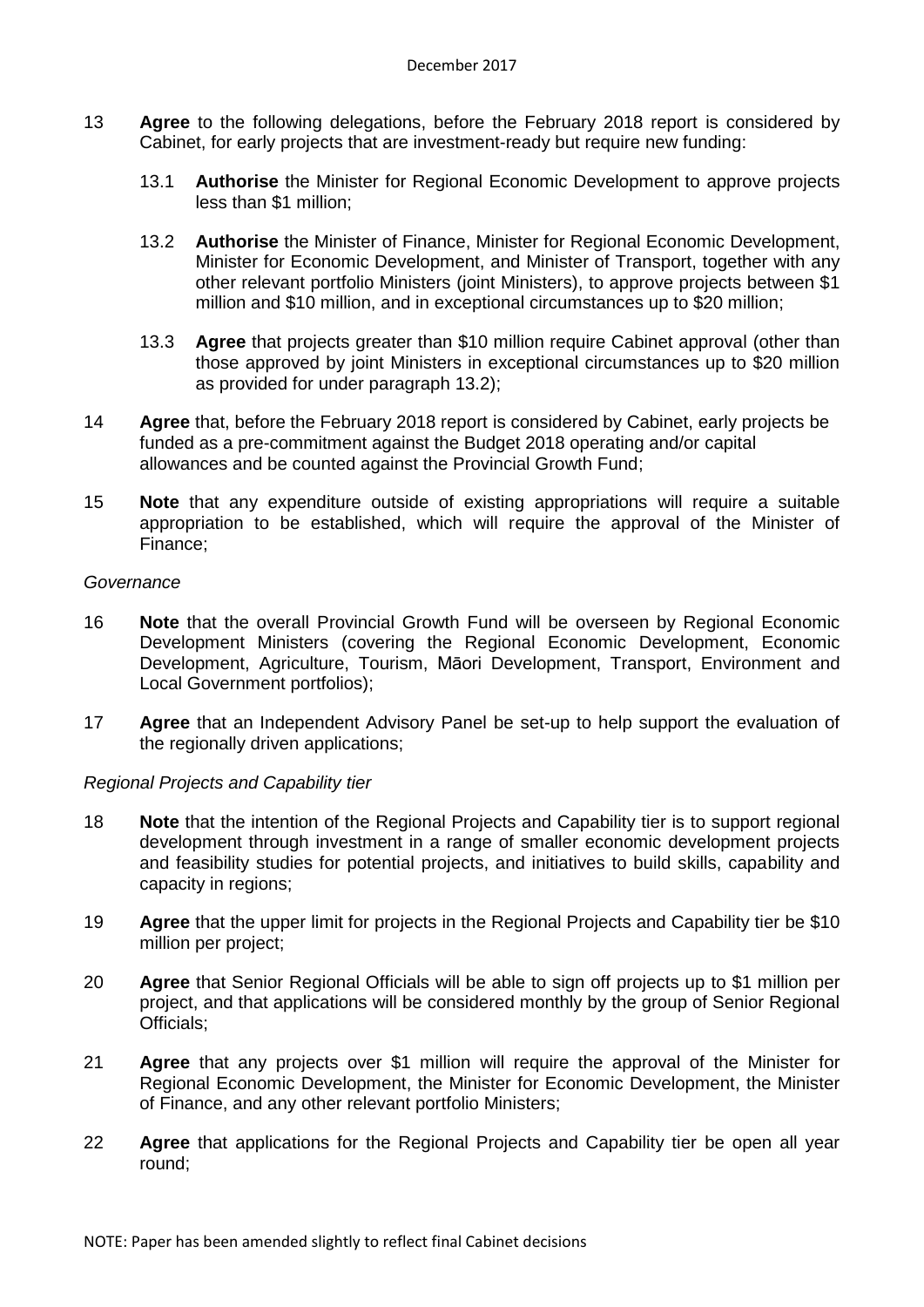13 **Agree** to the following delegations, before the February 2018 report is considered by Cabinet, for early projects that are investment-ready but require new funding:

  13.1 **Authorise** the Minister for Regional Economic Development to approve projects less than $1 million;

  13.2 **Authorise** the Minister of Finance, Minister for Regional Economic Development, Minister for Economic Development, and Minister of Transport, together with any other relevant portfolio Ministers (joint Ministers), to approve projects between $1 million and $10 million, and in exceptional circumstances up to $20 million;

  13.3 **Agree** that projects greater than $10 million require Cabinet approval (other than those approved by joint Ministers in exceptional circumstances up to $20 million as provided for under paragraph 13.2);

14 **Agree** that, before the February 2018 report is considered by Cabinet, early projects be funded as a pre-commitment against the Budget 2018 operating and/or capital allowances and be counted against the Provincial Growth Fund;

15 **Note** that any expenditure outside of existing appropriations will require a suitable appropriation to be established, which will require the approval of the Minister of Finance;

*Governance*

16 **Note** that the overall Provincial Growth Fund will be overseen by Regional Economic Development Ministers (covering the Regional Economic Development, Economic Development, Agriculture, Tourism, Māori Development, Transport, Environment and Local Government portfolios);

17 **Agree** that an Independent Advisory Panel be set-up to help support the evaluation of the regionally driven applications;

*Regional Projects and Capability tier*

18 **Note** that the intention of the Regional Projects and Capability tier is to support regional development through investment in a range of smaller economic development projects and feasibility studies for potential projects, and initiatives to build skills, capability and capacity in regions;

19 **Agree** that the upper limit for projects in the Regional Projects and Capability tier be $10 million per project;

20 **Agree** that Senior Regional Officials will be able to sign off projects up to $1 million per project, and that applications will be considered monthly by the group of Senior Regional Officials;

21 **Agree** that any projects over $1 million will require the approval of the Minister for Regional Economic Development, the Minister for Economic Development, the Minister of Finance, and any other relevant portfolio Ministers;

22 **Agree** that applications for the Regional Projects and Capability tier be open all year round;

NOTE: Paper has been amended slightly to reflect final Cabinet decisions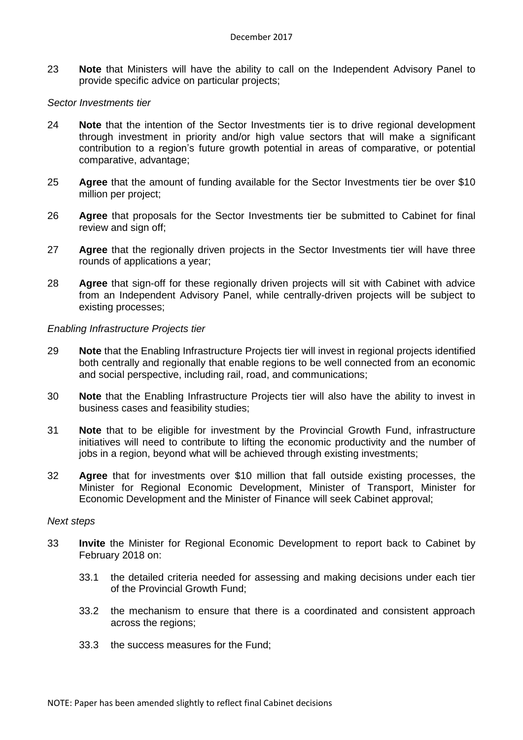23 **Note** that Ministers will have the ability to call on the Independent Advisory Panel to provide specific advice on particular projects;

*Sector Investments tier*

24 **Note** that the intention of the Sector Investments tier is to drive regional development through investment in priority and/or high value sectors that will make a significant contribution to a region's future growth potential in areas of comparative, or potential comparative, advantage;

25 **Agree** that the amount of funding available for the Sector Investments tier be over $10 million per project;

26 **Agree** that proposals for the Sector Investments tier be submitted to Cabinet for final review and sign off;

27 **Agree** that the regionally driven projects in the Sector Investments tier will have three rounds of applications a year;

28 **Agree** that sign-off for these regionally driven projects will sit with Cabinet with advice from an Independent Advisory Panel, while centrally-driven projects will be subject to existing processes;

*Enabling Infrastructure Projects tier*

29 **Note** that the Enabling Infrastructure Projects tier will invest in regional projects identified both centrally and regionally that enable regions to be well connected from an economic and social perspective, including rail, road, and communications;

30 **Note** that the Enabling Infrastructure Projects tier will also have the ability to invest in business cases and feasibility studies;

31 **Note** that to be eligible for investment by the Provincial Growth Fund, infrastructure initiatives will need to contribute to lifting the economic productivity and the number of jobs in a region, beyond what will be achieved through existing investments;

32 **Agree** that for investments over $10 million that fall outside existing processes, the Minister for Regional Economic Development, Minister of Transport, Minister for Economic Development and the Minister of Finance will seek Cabinet approval;

*Next steps*

33 **Invite** the Minister for Regional Economic Development to report back to Cabinet by February 2018 on:

33.1 the detailed criteria needed for assessing and making decisions under each tier of the Provincial Growth Fund;

33.2 the mechanism to ensure that there is a coordinated and consistent approach across the regions;

33.3 the success measures for the Fund;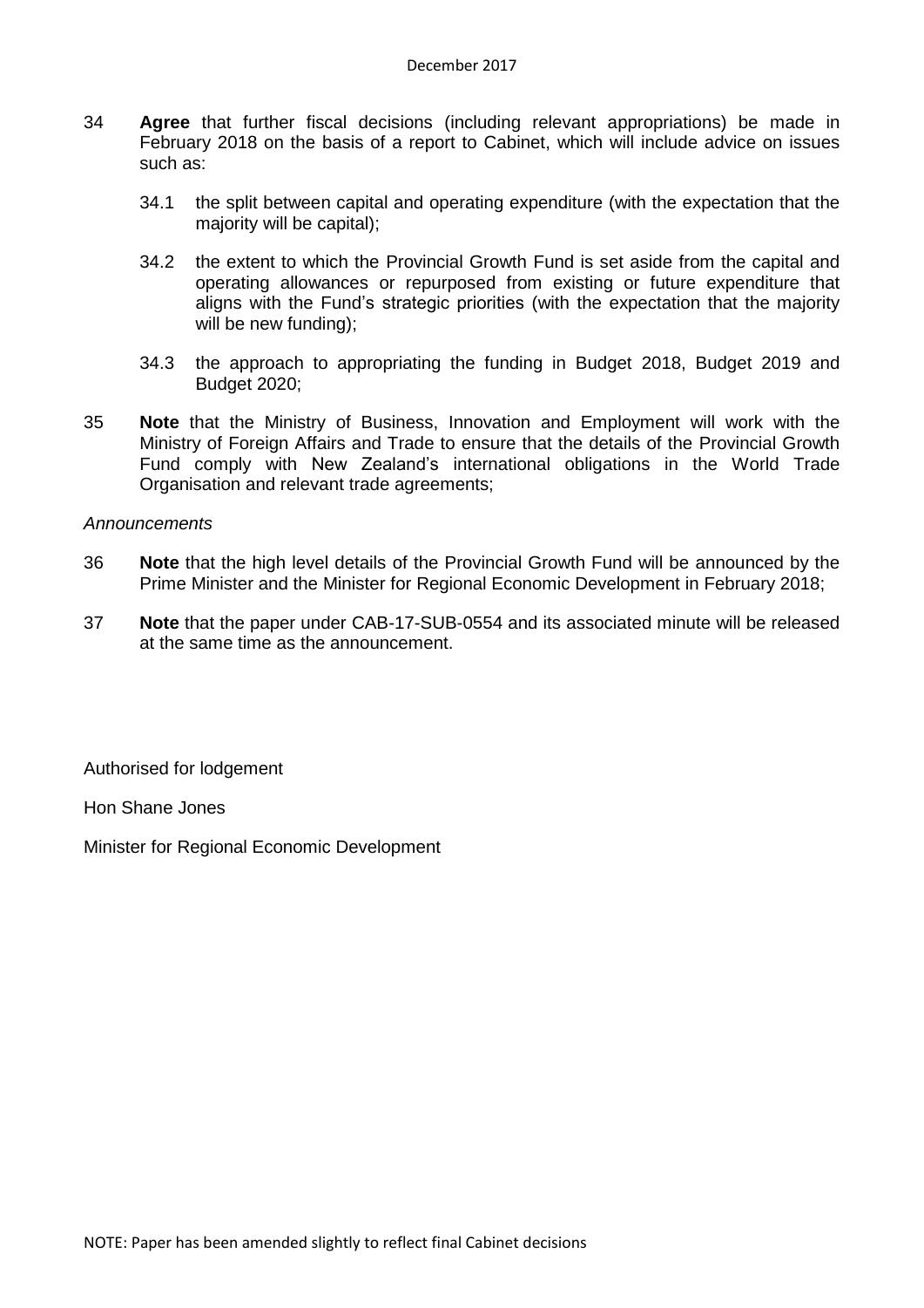34 **Agree** that further fiscal decisions (including relevant appropriations) be made in February 2018 on the basis of a report to Cabinet, which will include advice on issues such as:

 34.1 the split between capital and operating expenditure (with the expectation that the majority will be capital);

 34.2 the extent to which the Provincial Growth Fund is set aside from the capital and operating allowances or repurposed from existing or future expenditure that aligns with the Fund's strategic priorities (with the expectation that the majority will be new funding);

 34.3 the approach to appropriating the funding in Budget 2018, Budget 2019 and Budget 2020;

35 **Note** that the Ministry of Business, Innovation and Employment will work with the Ministry of Foreign Affairs and Trade to ensure that the details of the Provincial Growth Fund comply with New Zealand's international obligations in the World Trade Organisation and relevant trade agreements;

*Announcements*

36 **Note** that the high level details of the Provincial Growth Fund will be announced by the Prime Minister and the Minister for Regional Economic Development in February 2018;

37 **Note** that the paper under CAB-17-SUB-0554 and its associated minute will be released at the same time as the announcement.

Authorised for lodgement

Hon Shane Jones

Minister for Regional Economic Development

NOTE: Paper has been amended slightly to reflect final Cabinet decisions